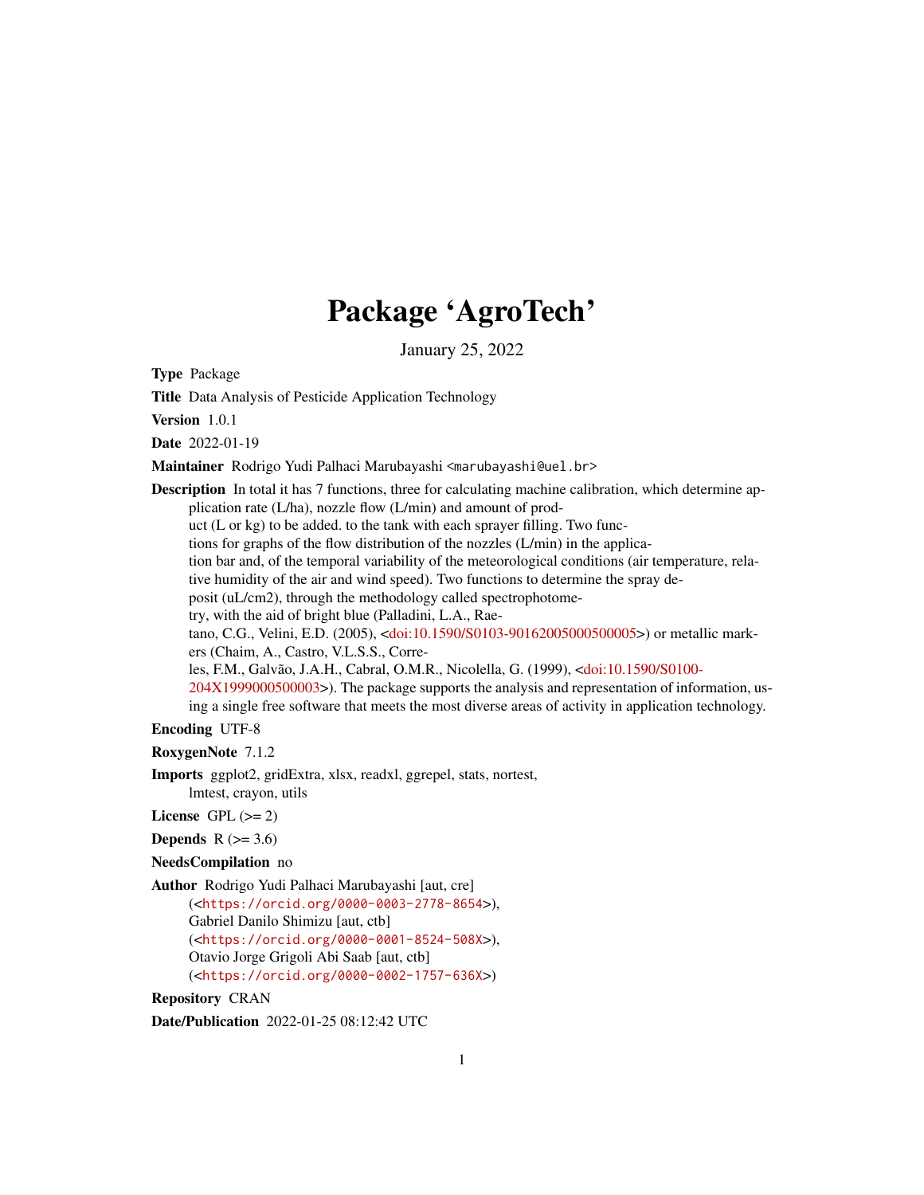# Package 'AgroTech'

January 25, 2022

**Type** Package

**Title** Data Analysis of Pesticide Application Technology

**Version** 1.0.1

**Date** 2022-01-19

**Maintainer** Rodrigo Yudi Palhaci Marubayashi <marubayashi@uel.br>

**Description** In total it has 7 functions, three for calculating machine calibration, which determine application rate (L/ha), nozzle flow (L/min) and amount of product (L or kg) to be added. to the tank with each sprayer filling. Two functions for graphs of the flow distribution of the nozzles (L/min) in the application bar and, of the temporal variability of the meteorological conditions (air temperature, relative humidity of the air and wind speed). Two functions to determine the spray deposit (uL/cm2), through the methodology called spectrophotometry, with the aid of bright blue (Palladini, L.A., Raetano, C.G., Velini, E.D. (2005), <doi:10.1590/S0103-90162005000500005>) or metallic markers (Chaim, A., Castro, V.L.S.S., Correles, F.M., Galvão, J.A.H., Cabral, O.M.R., Nicolella, G. (1999), <doi:10.1590/S0100-204X1999000500003>). The package supports the analysis and representation of information, using a single free software that meets the most diverse areas of activity in application technology.

**Encoding** UTF-8

**RoxygenNote** 7.1.2

**Imports** ggplot2, gridExtra, xlsx, readxl, ggrepel, stats, nortest, lmtest, crayon, utils

**License** GPL (>= 2)

**Depends** R (>= 3.6)

**NeedsCompilation** no

**Author** Rodrigo Yudi Palhaci Marubayashi [aut, cre] (<https://orcid.org/0000-0003-2778-8654>), Gabriel Danilo Shimizu [aut, ctb] (<https://orcid.org/0000-0001-8524-508X>), Otavio Jorge Grigoli Abi Saab [aut, ctb] (<https://orcid.org/0000-0002-1757-636X>)

**Repository** CRAN

**Date/Publication** 2022-01-25 08:12:42 UTC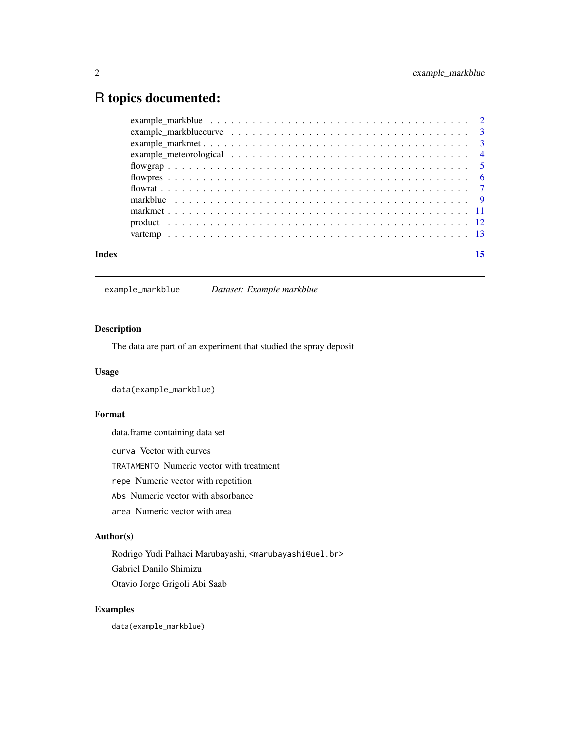# R topics documented:

- example_markblue . . . . . . . . . . . . . . . . . . . . . . . . . . . . . . . . . . . 2
- example_markbluecurve . . . . . . . . . . . . . . . . . . . . . . . . . . . . . . . . 3
- example_markmet . . . . . . . . . . . . . . . . . . . . . . . . . . . . . . . . . . . . 3
- example_meteorological . . . . . . . . . . . . . . . . . . . . . . . . . . . . . . . . 4
- flowgrap . . . . . . . . . . . . . . . . . . . . . . . . . . . . . . . . . . . . . . . . 5
- flowpres . . . . . . . . . . . . . . . . . . . . . . . . . . . . . . . . . . . . . . . . 6
- flowrat . . . . . . . . . . . . . . . . . . . . . . . . . . . . . . . . . . . . . . . . . 7
- markblue . . . . . . . . . . . . . . . . . . . . . . . . . . . . . . . . . . . . . . . . 9
- markmet . . . . . . . . . . . . . . . . . . . . . . . . . . . . . . . . . . . . . . . . . 11
- product . . . . . . . . . . . . . . . . . . . . . . . . . . . . . . . . . . . . . . . . . 12
- vartemp . . . . . . . . . . . . . . . . . . . . . . . . . . . . . . . . . . . . . . . . . 13

**Index** **15**

---

## `example_markblue` *Dataset: Example markblue*

---

### Description

The data are part of an experiment that studied the spray deposit

### Usage

```
data(example_markblue)
```

### Format

data.frame containing data set

`curva` Vector with curves

`TRATAMENTO` Numeric vector with treatment

`repe` Numeric vector with repetition

`Abs` Numeric vector with absorbance

`area` Numeric vector with area

### Author(s)

Rodrigo Yudi Palhaci Marubayashi, <marubayashi@uel.br>

Gabriel Danilo Shimizu

Otavio Jorge Grigoli Abi Saab

### Examples

```
data(example_markblue)
```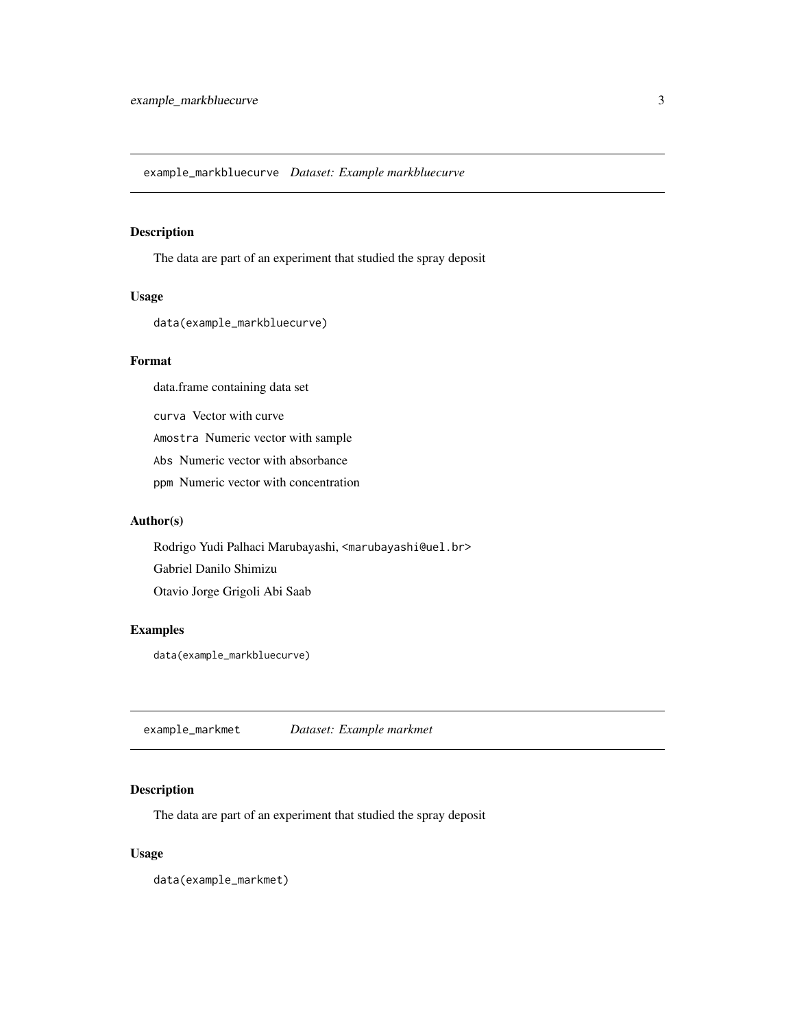## example_markbluecurve *Dataset: Example markbluecurve*

### Description

The data are part of an experiment that studied the spray deposit

### Usage

```
data(example_markbluecurve)
```

### Format

data.frame containing data set

`curva` Vector with curve

`Amostra` Numeric vector with sample

`Abs` Numeric vector with absorbance

`ppm` Numeric vector with concentration

### Author(s)

Rodrigo Yudi Palhaci Marubayashi, <marubayashi@uel.br>

Gabriel Danilo Shimizu

Otavio Jorge Grigoli Abi Saab

### Examples

```
data(example_markbluecurve)
```

## example_markmet *Dataset: Example markmet*

### Description

The data are part of an experiment that studied the spray deposit

### Usage

```
data(example_markmet)
```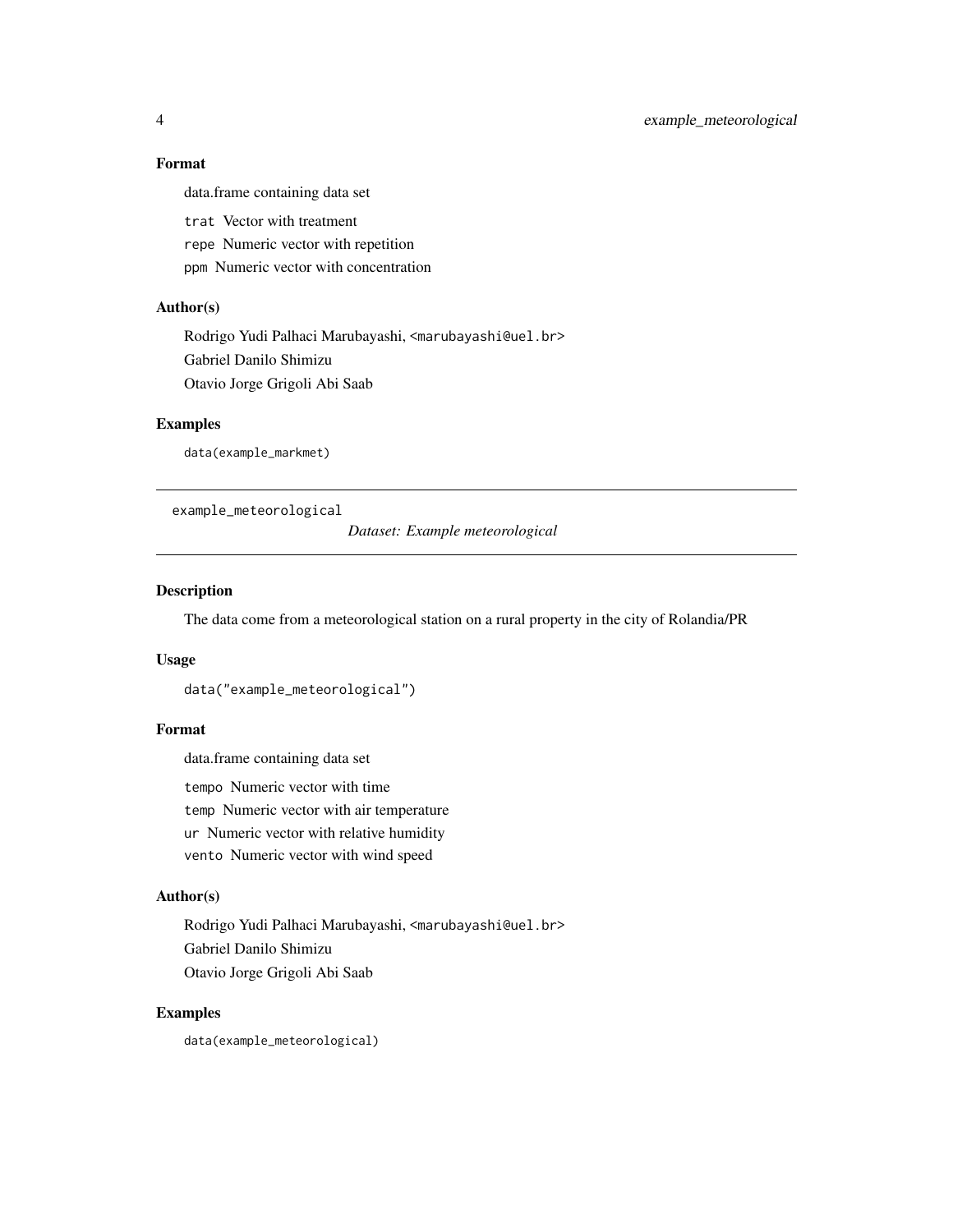### Format

data.frame containing data set

`trat` Vector with treatment

`repe` Numeric vector with repetition

`ppm` Numeric vector with concentration

### Author(s)

Rodrigo Yudi Palhaci Marubayashi, <marubayashi@uel.br>

Gabriel Danilo Shimizu

Otavio Jorge Grigoli Abi Saab

### Examples

```
data(example_markmet)
```

---

## example_meteorological — *Dataset: Example meteorological*

### Description

The data come from a meteorological station on a rural property in the city of Rolandia/PR

### Usage

```
data("example_meteorological")
```

### Format

data.frame containing data set

`tempo` Numeric vector with time

`temp` Numeric vector with air temperature

`ur` Numeric vector with relative humidity

`vento` Numeric vector with wind speed

### Author(s)

Rodrigo Yudi Palhaci Marubayashi, <marubayashi@uel.br>

Gabriel Danilo Shimizu

Otavio Jorge Grigoli Abi Saab

### Examples

```
data(example_meteorological)
```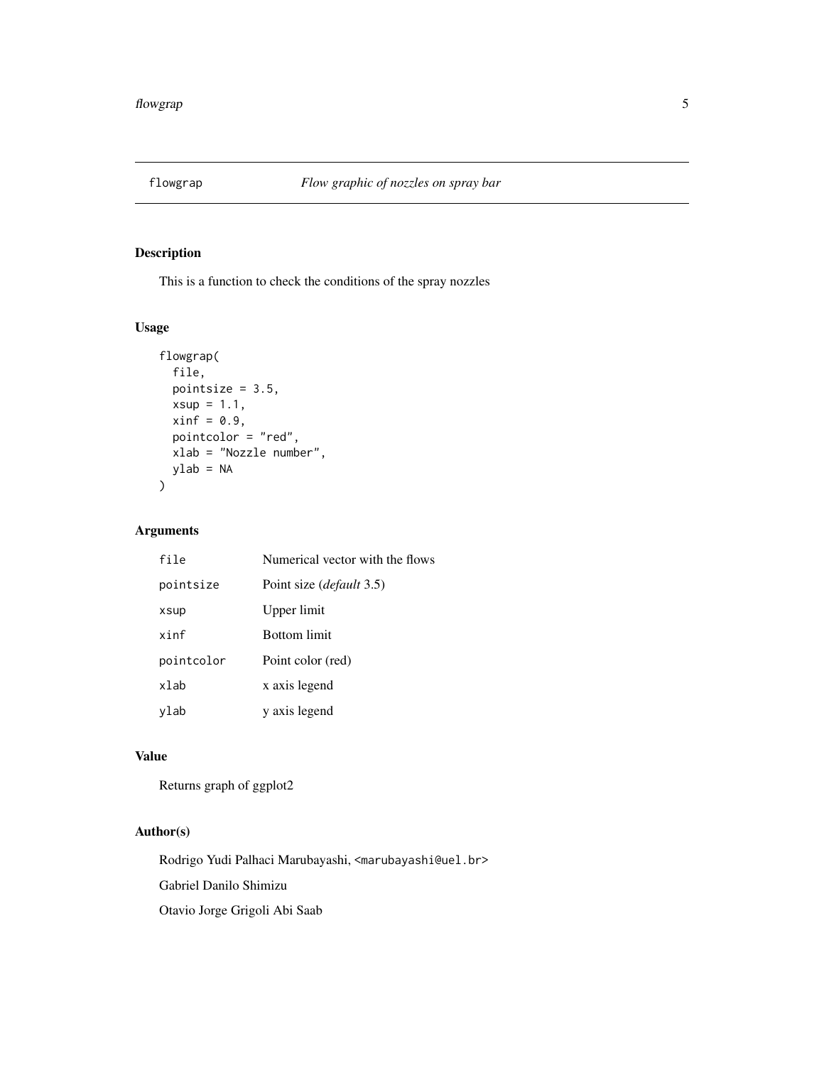# flowgrap — *Flow graphic of nozzles on spray bar*

## Description

This is a function to check the conditions of the spray nozzles

## Usage

```
flowgrap(
  file,
  pointsize = 3.5,
  xsup = 1.1,
  xinf = 0.9,
  pointcolor = "red",
  xlab = "Nozzle number",
  ylab = NA
)
```

## Arguments

| | |
|---|---|
| file | Numerical vector with the flows |
| pointsize | Point size (*default* 3.5) |
| xsup | Upper limit |
| xinf | Bottom limit |
| pointcolor | Point color (red) |
| xlab | x axis legend |
| ylab | y axis legend |

## Value

Returns graph of ggplot2

## Author(s)

Rodrigo Yudi Palhaci Marubayashi, <marubayashi@uel.br>

Gabriel Danilo Shimizu

Otavio Jorge Grigoli Abi Saab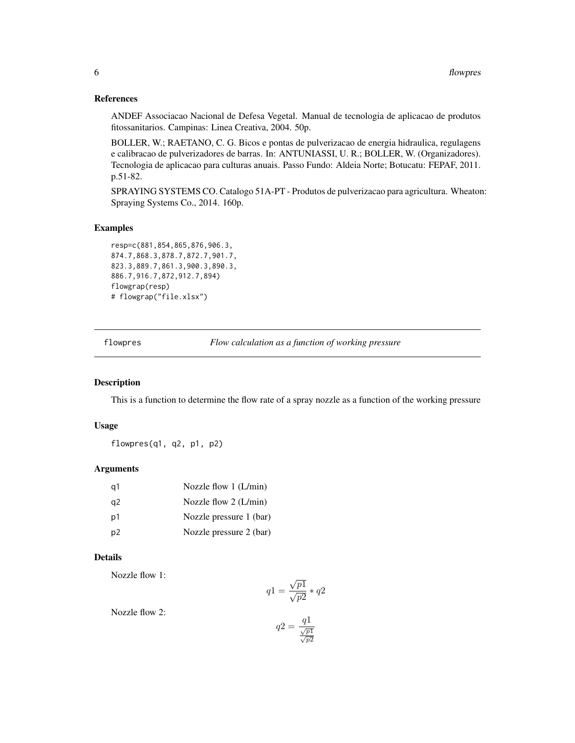### References

ANDEF Associacao Nacional de Defesa Vegetal. Manual de tecnologia de aplicacao de produtos fitossanitarios. Campinas: Linea Creativa, 2004. 50p.

BOLLER, W.; RAETANO, C. G. Bicos e pontas de pulverizacao de energia hidraulica, regulagens e calibracao de pulverizadores de barras. In: ANTUNIASSI, U. R.; BOLLER, W. (Organizadores). Tecnologia de aplicacao para culturas anuais. Passo Fundo: Aldeia Norte; Botucatu: FEPAF, 2011. p.51-82.

SPRAYING SYSTEMS CO. Catalogo 51A-PT - Produtos de pulverizacao para agricultura. Wheaton: Spraying Systems Co., 2014. 160p.

### Examples

```
resp=c(881,854,865,876,906.3,
874.7,868.3,878.7,872.7,901.7,
823.3,889.7,861.3,900.3,890.3,
886.7,916.7,872,912.7,894)
flowgrap(resp)
# flowgrap("file.xlsx")
```

---

## flowpres — *Flow calculation as a function of working pressure*

### Description

This is a function to determine the flow rate of a spray nozzle as a function of the working pressure

### Usage

```
flowpres(q1, q2, p1, p2)
```

### Arguments

| | |
|---|---|
| q1 | Nozzle flow 1 (L/min) |
| q2 | Nozzle flow 2 (L/min) |
| p1 | Nozzle pressure 1 (bar) |
| p2 | Nozzle pressure 2 (bar) |

### Details

Nozzle flow 1:

$$q1 = \frac{\sqrt{p1}}{\sqrt{p2}} * q2$$

Nozzle flow 2:

$$q2 = \frac{q1}{\frac{\sqrt{p1}}{\sqrt{p2}}}$$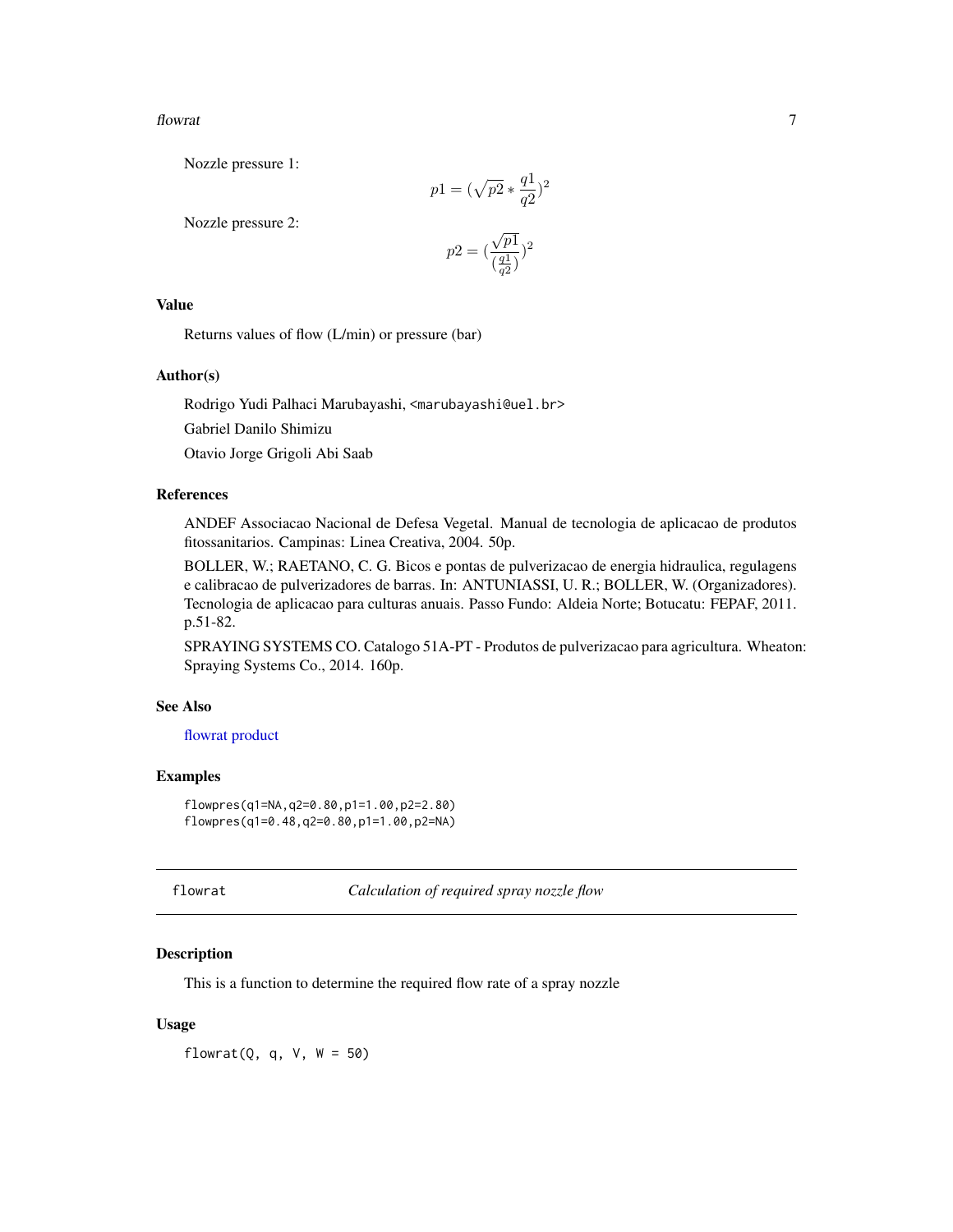Nozzle pressure 1:

$$p1 = (\sqrt{p2} * \frac{q1}{q2})^2$$

Nozzle pressure 2:

$$p2 = (\frac{\sqrt{p1}}{(\frac{q1}{q2})})^2$$

### Value

Returns values of flow (L/min) or pressure (bar)

### Author(s)

Rodrigo Yudi Palhaci Marubayashi, <marubayashi@uel.br>

Gabriel Danilo Shimizu

Otavio Jorge Grigoli Abi Saab

### References

ANDEF Associacao Nacional de Defesa Vegetal. Manual de tecnologia de aplicacao de produtos fitossanitarios. Campinas: Linea Creativa, 2004. 50p.

BOLLER, W.; RAETANO, C. G. Bicos e pontas de pulverizacao de energia hidraulica, regulagens e calibracao de pulverizadores de barras. In: ANTUNIASSI, U. R.; BOLLER, W. (Organizadores). Tecnologia de aplicacao para culturas anuais. Passo Fundo: Aldeia Norte; Botucatu: FEPAF, 2011. p.51-82.

SPRAYING SYSTEMS CO. Catalogo 51A-PT - Produtos de pulverizacao para agricultura. Wheaton: Spraying Systems Co., 2014. 160p.

### See Also

flowrat product

### Examples

```
flowpres(q1=NA,q2=0.80,p1=1.00,p2=2.80)
flowpres(q1=0.48,q2=0.80,p1=1.00,p2=NA)
```

---

## flowrat — *Calculation of required spray nozzle flow*

### Description

This is a function to determine the required flow rate of a spray nozzle

### Usage

```
flowrat(Q, q, V, W = 50)
```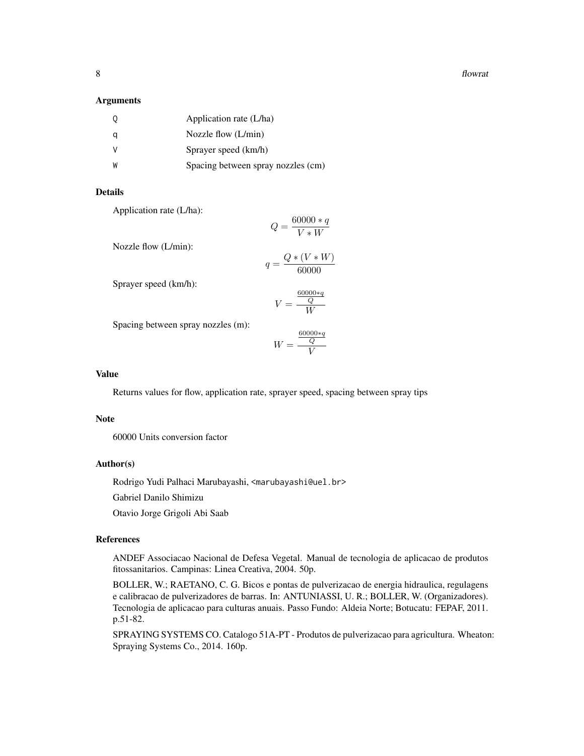### Arguments

| | |
|---|---|
| Q | Application rate (L/ha) |
| q | Nozzle flow (L/min) |
| V | Sprayer speed (km/h) |
| W | Spacing between spray nozzles (cm) |

### Details

Application rate (L/ha):

$$Q = \frac{60000 * q}{V * W}$$

Nozzle flow (L/min):

$$q = \frac{Q * (V * W)}{60000}$$

Sprayer speed (km/h):

$$V = \frac{\frac{60000*q}{Q}}{W}$$

Spacing between spray nozzles (m):

$$W = \frac{\frac{60000*q}{Q}}{V}$$

### Value

Returns values for flow, application rate, sprayer speed, spacing between spray tips

### Note

60000 Units conversion factor

### Author(s)

Rodrigo Yudi Palhaci Marubayashi, <marubayashi@uel.br>

Gabriel Danilo Shimizu

Otavio Jorge Grigoli Abi Saab

### References

ANDEF Associacao Nacional de Defesa Vegetal. Manual de tecnologia de aplicacao de produtos fitossanitarios. Campinas: Linea Creativa, 2004. 50p.

BOLLER, W.; RAETANO, C. G. Bicos e pontas de pulverizacao de energia hidraulica, regulagens e calibracao de pulverizadores de barras. In: ANTUNIASSI, U. R.; BOLLER, W. (Organizadores). Tecnologia de aplicacao para culturas anuais. Passo Fundo: Aldeia Norte; Botucatu: FEPAF, 2011. p.51-82.

SPRAYING SYSTEMS CO. Catalogo 51A-PT - Produtos de pulverizacao para agricultura. Wheaton: Spraying Systems Co., 2014. 160p.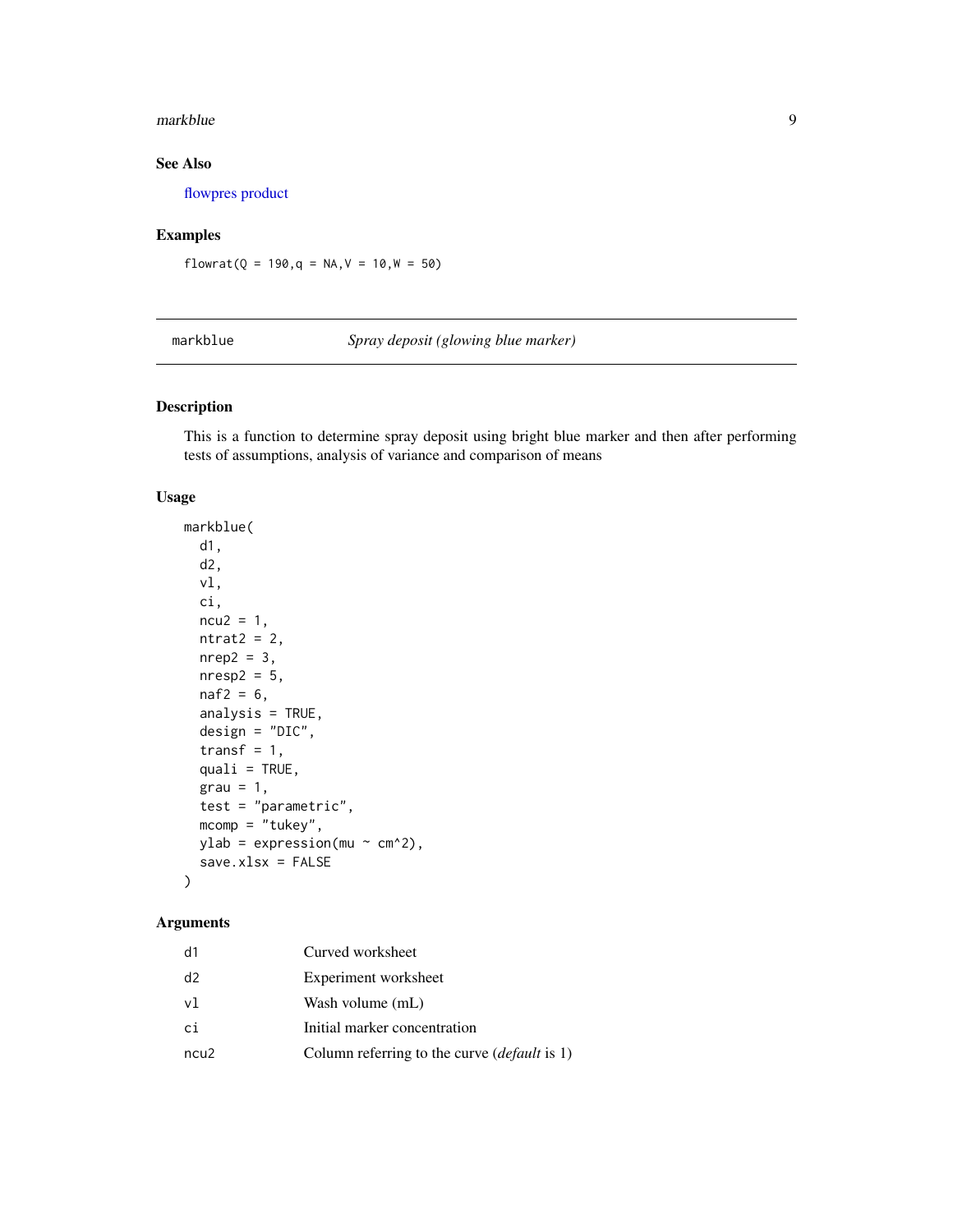## See Also

flowpres product

## Examples

```
flowrat(Q = 190,q = NA,V = 10,W = 50)
```

---

# markblue — *Spray deposit (glowing blue marker)*

---

## Description

This is a function to determine spray deposit using bright blue marker and then after performing tests of assumptions, analysis of variance and comparison of means

## Usage

```
markblue(
  d1,
  d2,
  vl,
  ci,
  ncu2 = 1,
  ntrat2 = 2,
  nrep2 = 3,
  nresp2 = 5,
  naf2 = 6,
  analysis = TRUE,
  design = "DIC",
  transf = 1,
  quali = TRUE,
  grau = 1,
  test = "parametric",
  mcomp = "tukey",
  ylab = expression(mu ~ cm^2),
  save.xlsx = FALSE
)
```

## Arguments

| | |
|---|---|
| d1 | Curved worksheet |
| d2 | Experiment worksheet |
| vl | Wash volume (mL) |
| ci | Initial marker concentration |
| ncu2 | Column referring to the curve (*default* is 1) |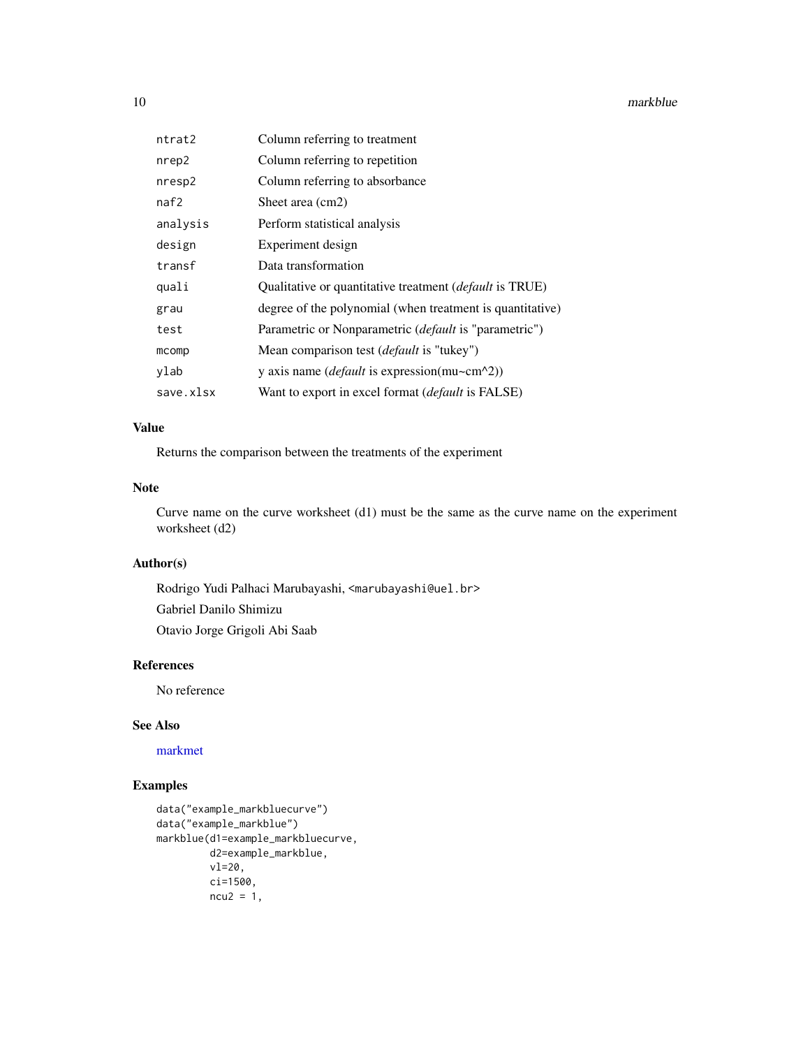| | |
|---|---|
| ntrat2 | Column referring to treatment |
| nrep2 | Column referring to repetition |
| nresp2 | Column referring to absorbance |
| naf2 | Sheet area (cm2) |
| analysis | Perform statistical analysis |
| design | Experiment design |
| transf | Data transformation |
| quali | Qualitative or quantitative treatment (*default* is TRUE) |
| grau | degree of the polynomial (when treatment is quantitative) |
| test | Parametric or Nonparametric (*default* is "parametric") |
| mcomp | Mean comparison test (*default* is "tukey") |
| ylab | y axis name (*default* is expression(mu~cm^2)) |
| save.xlsx | Want to export in excel format (*default* is FALSE) |

## Value

Returns the comparison between the treatments of the experiment

## Note

Curve name on the curve worksheet (d1) must be the same as the curve name on the experiment worksheet (d2)

## Author(s)

Rodrigo Yudi Palhaci Marubayashi, <marubayashi@uel.br>

Gabriel Danilo Shimizu

Otavio Jorge Grigoli Abi Saab

## References

No reference

## See Also

markmet

## Examples

```
data("example_markbluecurve")
data("example_markblue")
markblue(d1=example_markbluecurve,
         d2=example_markblue,
         vl=20,
         ci=1500,
         ncu2 = 1,
```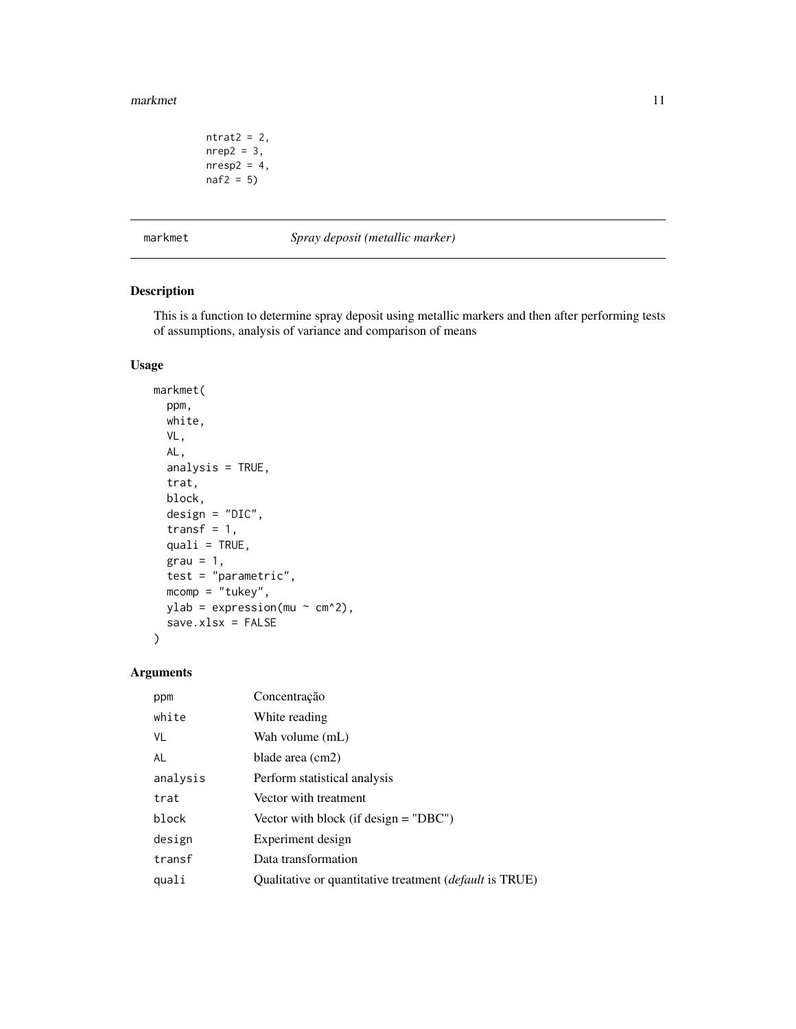```
        ntrat2 = 2,
        nrep2 = 3,
        nresp2 = 4,
        naf2 = 5)
```

## markmet — *Spray deposit (metallic marker)*

### Description

This is a function to determine spray deposit using metallic markers and then after performing tests of assumptions, analysis of variance and comparison of means

### Usage

```
markmet(
  ppm,
  white,
  VL,
  AL,
  analysis = TRUE,
  trat,
  block,
  design = "DIC",
  transf = 1,
  quali = TRUE,
  grau = 1,
  test = "parametric",
  mcomp = "tukey",
  ylab = expression(mu ~ cm^2),
  save.xlsx = FALSE
)
```

### Arguments

| | |
|---|---|
| `ppm` | Concentração |
| `white` | White reading |
| `VL` | Wah volume (mL) |
| `AL` | blade area (cm2) |
| `analysis` | Perform statistical analysis |
| `trat` | Vector with treatment |
| `block` | Vector with block (if design = "DBC") |
| `design` | Experiment design |
| `transf` | Data transformation |
| `quali` | Qualitative or quantitative treatment (*default* is TRUE) |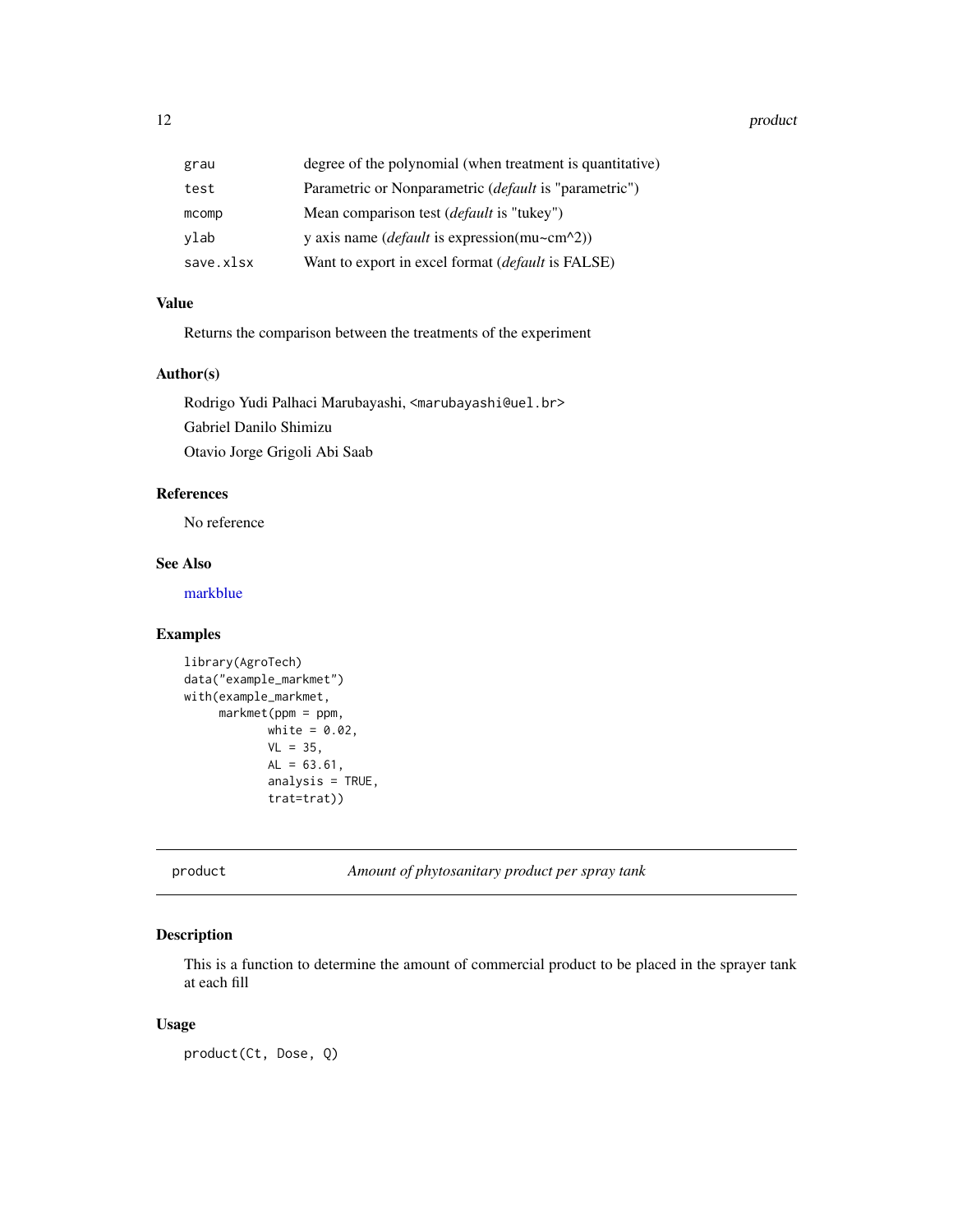| | |
|---|---|
| grau | degree of the polynomial (when treatment is quantitative) |
| test | Parametric or Nonparametric (*default* is "parametric") |
| mcomp | Mean comparison test (*default* is "tukey") |
| ylab | y axis name (*default* is expression(mu~cm^2)) |
| save.xlsx | Want to export in excel format (*default* is FALSE) |

### Value

Returns the comparison between the treatments of the experiment

### Author(s)

Rodrigo Yudi Palhaci Marubayashi, <marubayashi@uel.br>

Gabriel Danilo Shimizu

Otavio Jorge Grigoli Abi Saab

### References

No reference

### See Also

markblue

### Examples

```
library(AgroTech)
data("example_markmet")
with(example_markmet,
     markmet(ppm = ppm,
            white = 0.02,
            VL = 35,
            AL = 63.61,
            analysis = TRUE,
            trat=trat))
```

---

## product — *Amount of phytosanitary product per spray tank*

### Description

This is a function to determine the amount of commercial product to be placed in the sprayer tank at each fill

### Usage

```
product(Ct, Dose, Q)
```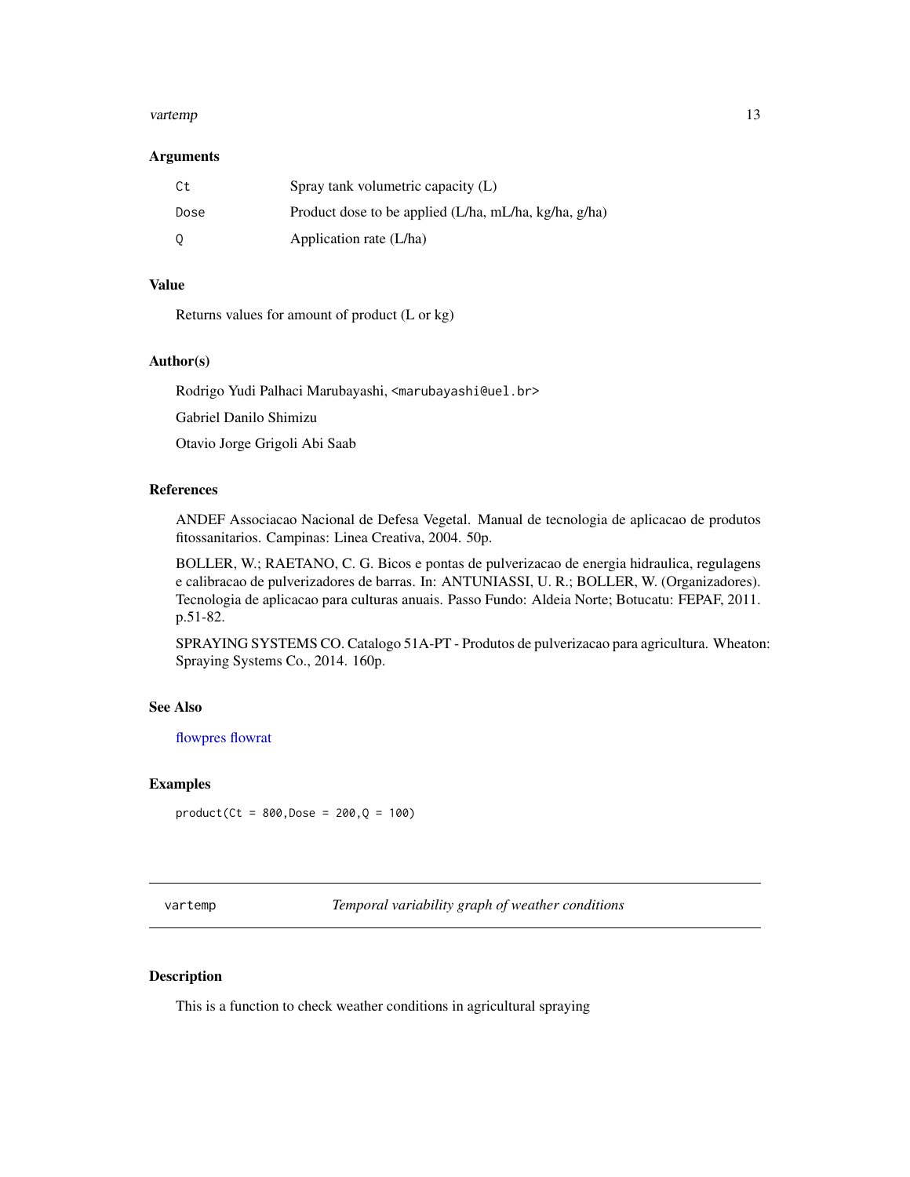### Arguments

| | |
|---|---|
| Ct | Spray tank volumetric capacity (L) |
| Dose | Product dose to be applied (L/ha, mL/ha, kg/ha, g/ha) |
| Q | Application rate (L/ha) |

### Value

Returns values for amount of product (L or kg)

### Author(s)

Rodrigo Yudi Palhaci Marubayashi, <marubayashi@uel.br>

Gabriel Danilo Shimizu

Otavio Jorge Grigoli Abi Saab

### References

ANDEF Associacao Nacional de Defesa Vegetal. Manual de tecnologia de aplicacao de produtos fitossanitarios. Campinas: Linea Creativa, 2004. 50p.

BOLLER, W.; RAETANO, C. G. Bicos e pontas de pulverizacao de energia hidraulica, regulagens e calibracao de pulverizadores de barras. In: ANTUNIASSI, U. R.; BOLLER, W. (Organizadores). Tecnologia de aplicacao para culturas anuais. Passo Fundo: Aldeia Norte; Botucatu: FEPAF, 2011. p.51-82.

SPRAYING SYSTEMS CO. Catalogo 51A-PT - Produtos de pulverizacao para agricultura. Wheaton: Spraying Systems Co., 2014. 160p.

### See Also

flowpres flowrat

### Examples

```
product(Ct = 800,Dose = 200,Q = 100)
```

---

## vartemp — *Temporal variability graph of weather conditions*

---

### Description

This is a function to check weather conditions in agricultural spraying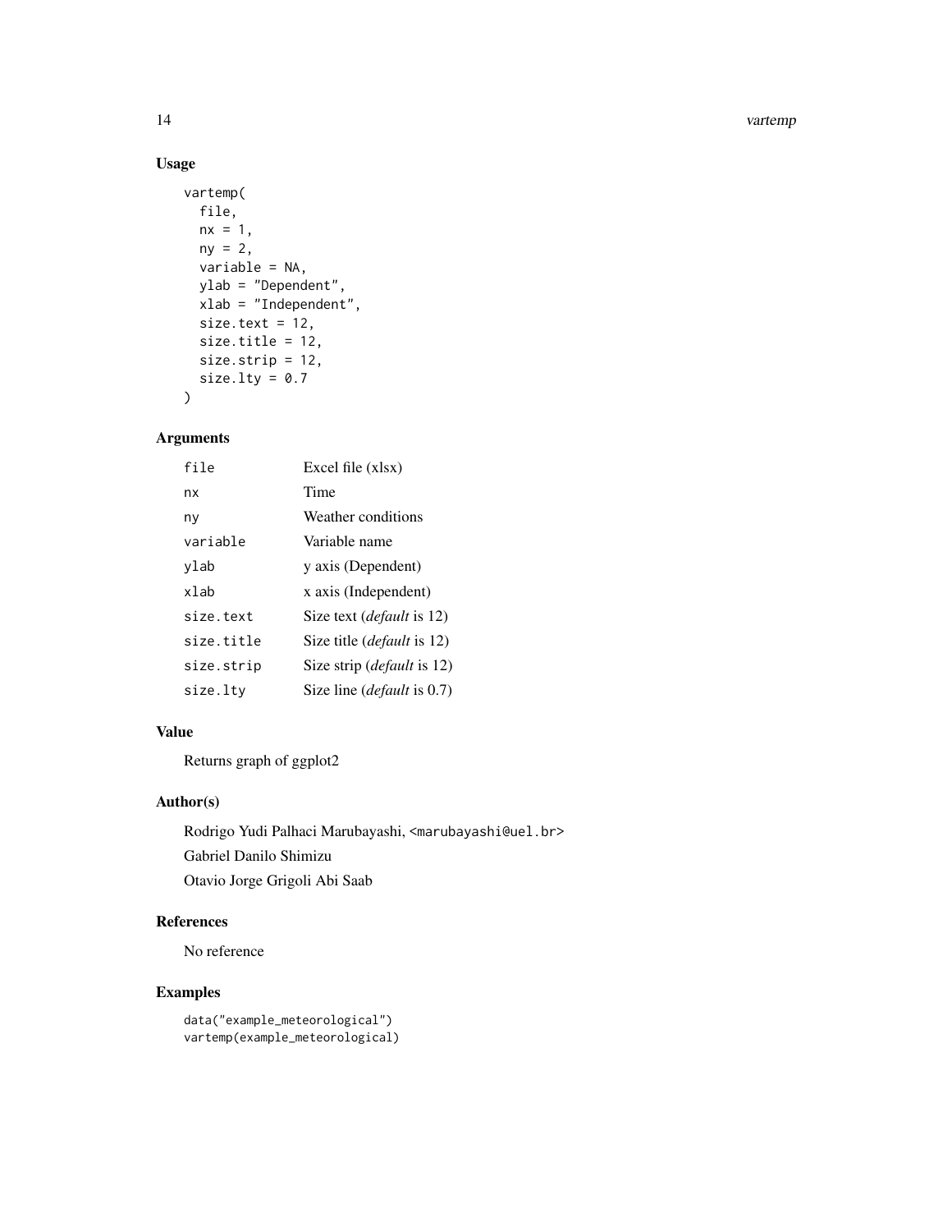## Usage

```
vartemp(
  file,
  nx = 1,
  ny = 2,
  variable = NA,
  ylab = "Dependent",
  xlab = "Independent",
  size.text = 12,
  size.title = 12,
  size.strip = 12,
  size.lty = 0.7
)
```

## Arguments

| | |
|---|---|
| `file` | Excel file (xlsx) |
| `nx` | Time |
| `ny` | Weather conditions |
| `variable` | Variable name |
| `ylab` | y axis (Dependent) |
| `xlab` | x axis (Independent) |
| `size.text` | Size text (*default* is 12) |
| `size.title` | Size title (*default* is 12) |
| `size.strip` | Size strip (*default* is 12) |
| `size.lty` | Size line (*default* is 0.7) |

## Value

Returns graph of ggplot2

## Author(s)

Rodrigo Yudi Palhaci Marubayashi, `<marubayashi@uel.br>`

Gabriel Danilo Shimizu

Otavio Jorge Grigoli Abi Saab

## References

No reference

## Examples

```
data("example_meteorological")
vartemp(example_meteorological)
```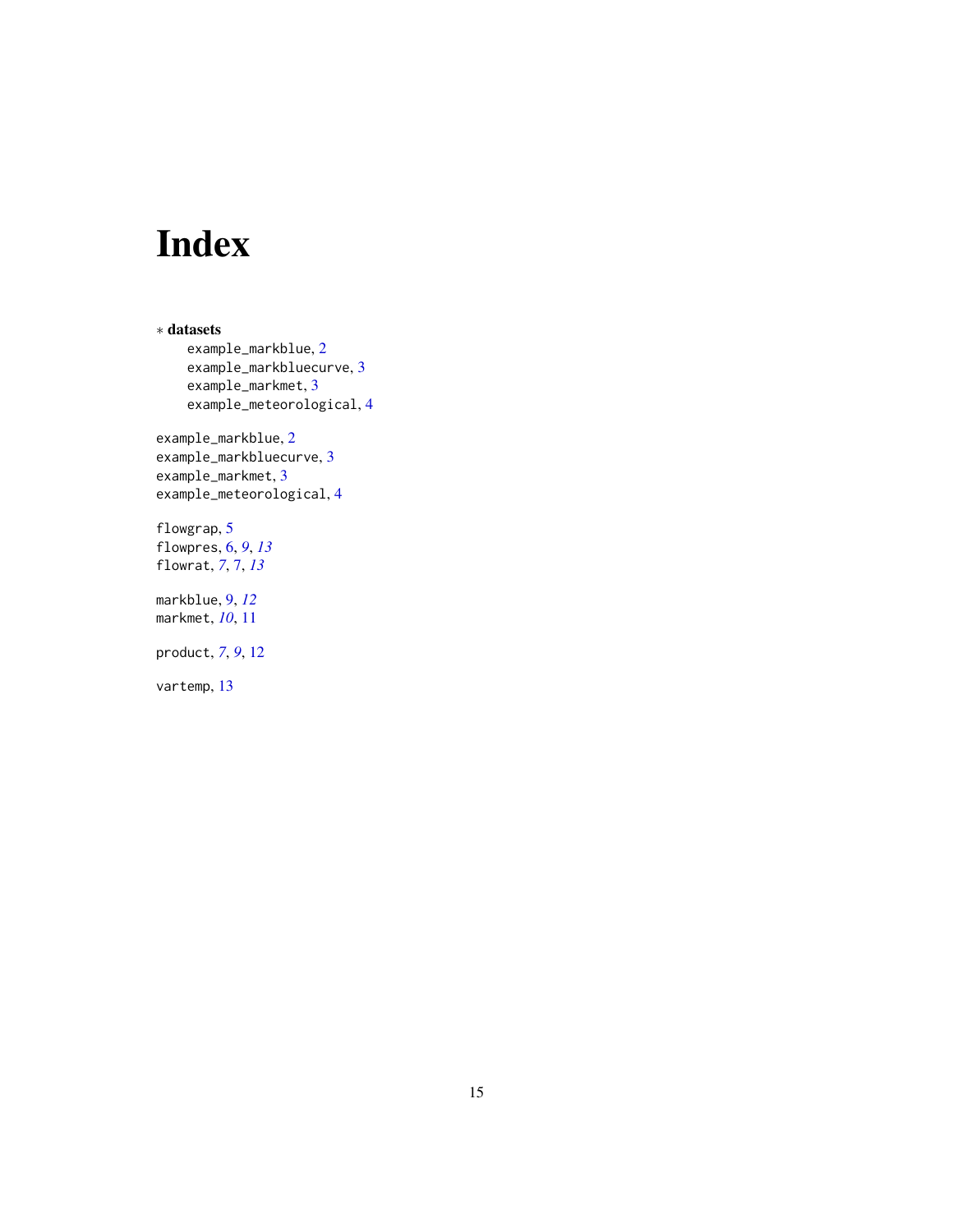# Index

∗ **datasets**

- example_markblue, 2
- example_markbluecurve, 3
- example_markmet, 3
- example_meteorological, 4

example_markblue, 2
example_markbluecurve, 3
example_markmet, 3
example_meteorological, 4

flowgrap, 5
flowpres, 6, *9*, *13*
flowrat, *7*, 7, *13*

markblue, 9, *12*
markmet, *10*, 11

product, *7*, *9*, 12

vartemp, 13